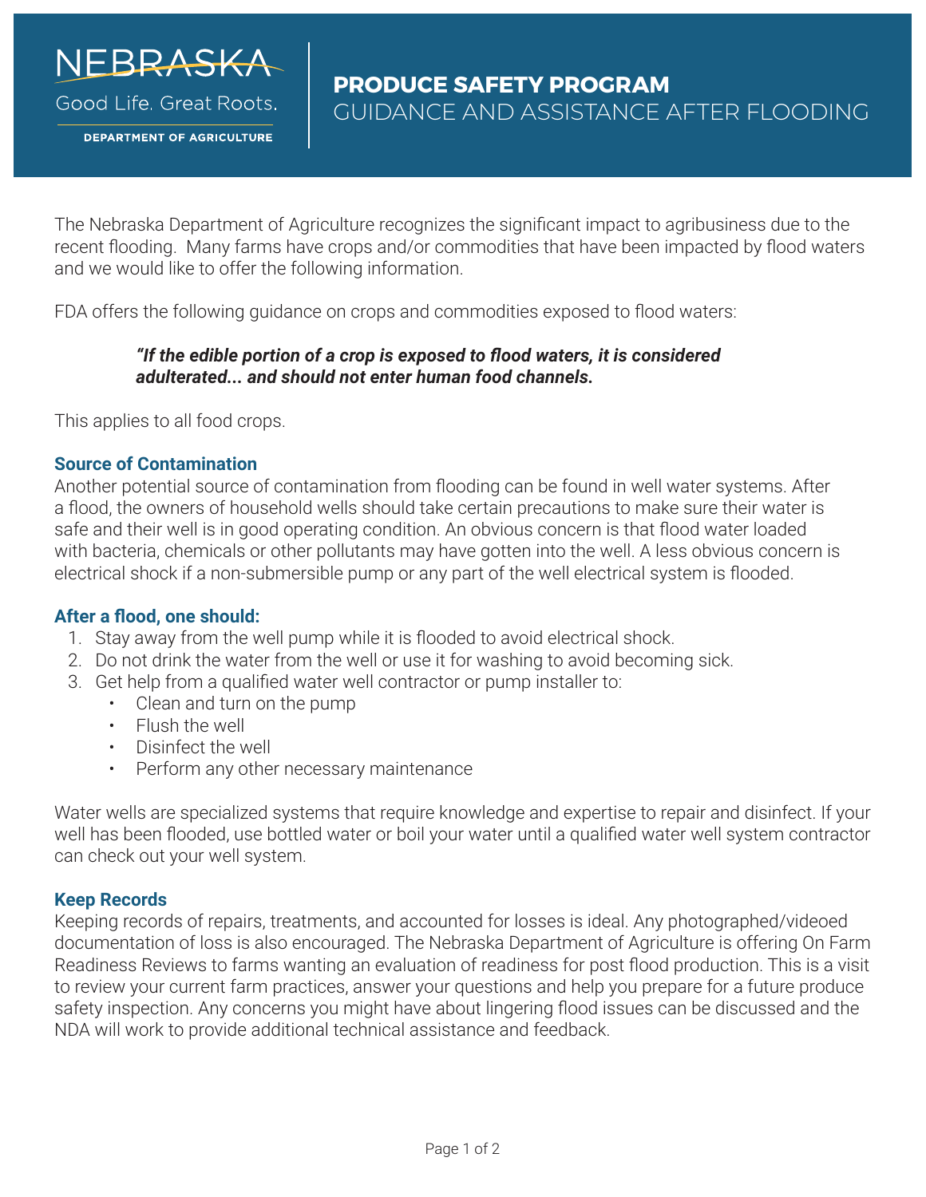NEBRASKA

Good Life. Great Roots.

DEPARTMENT OF AGRICULTURE

# PRODUCE SAFETY PROGRAM

## GUIDANCE AND ASSISTANCE AFTER FLOODING

The Nebraska Department of Agriculture recognizes the significant impact to agribusiness due to the recent flooding. Many farms have crops and/or commodities that have been impacted by flood waters and we would like to offer the following information.

FDA offers the following guidance on crops and commodities exposed to flood waters:

> ***"If the edible portion of a crop is exposed to flood waters, it is considered adulterated... and should not enter human food channels.***

This applies to all food crops.

### Source of Contamination

Another potential source of contamination from flooding can be found in well water systems. After a flood, the owners of household wells should take certain precautions to make sure their water is safe and their well is in good operating condition. An obvious concern is that flood water loaded with bacteria, chemicals or other pollutants may have gotten into the well. A less obvious concern is electrical shock if a non-submersible pump or any part of the well electrical system is flooded.

### After a flood, one should:

1. Stay away from the well pump while it is flooded to avoid electrical shock.
2. Do not drink the water from the well or use it for washing to avoid becoming sick.
3. Get help from a qualified water well contractor or pump installer to:
   - Clean and turn on the pump
   - Flush the well
   - Disinfect the well
   - Perform any other necessary maintenance

Water wells are specialized systems that require knowledge and expertise to repair and disinfect. If your well has been flooded, use bottled water or boil your water until a qualified water well system contractor can check out your well system.

### Keep Records

Keeping records of repairs, treatments, and accounted for losses is ideal. Any photographed/videoed documentation of loss is also encouraged. The Nebraska Department of Agriculture is offering On Farm Readiness Reviews to farms wanting an evaluation of readiness for post flood production. This is a visit to review your current farm practices, answer your questions and help you prepare for a future produce safety inspection. Any concerns you might have about lingering flood issues can be discussed and the NDA will work to provide additional technical assistance and feedback.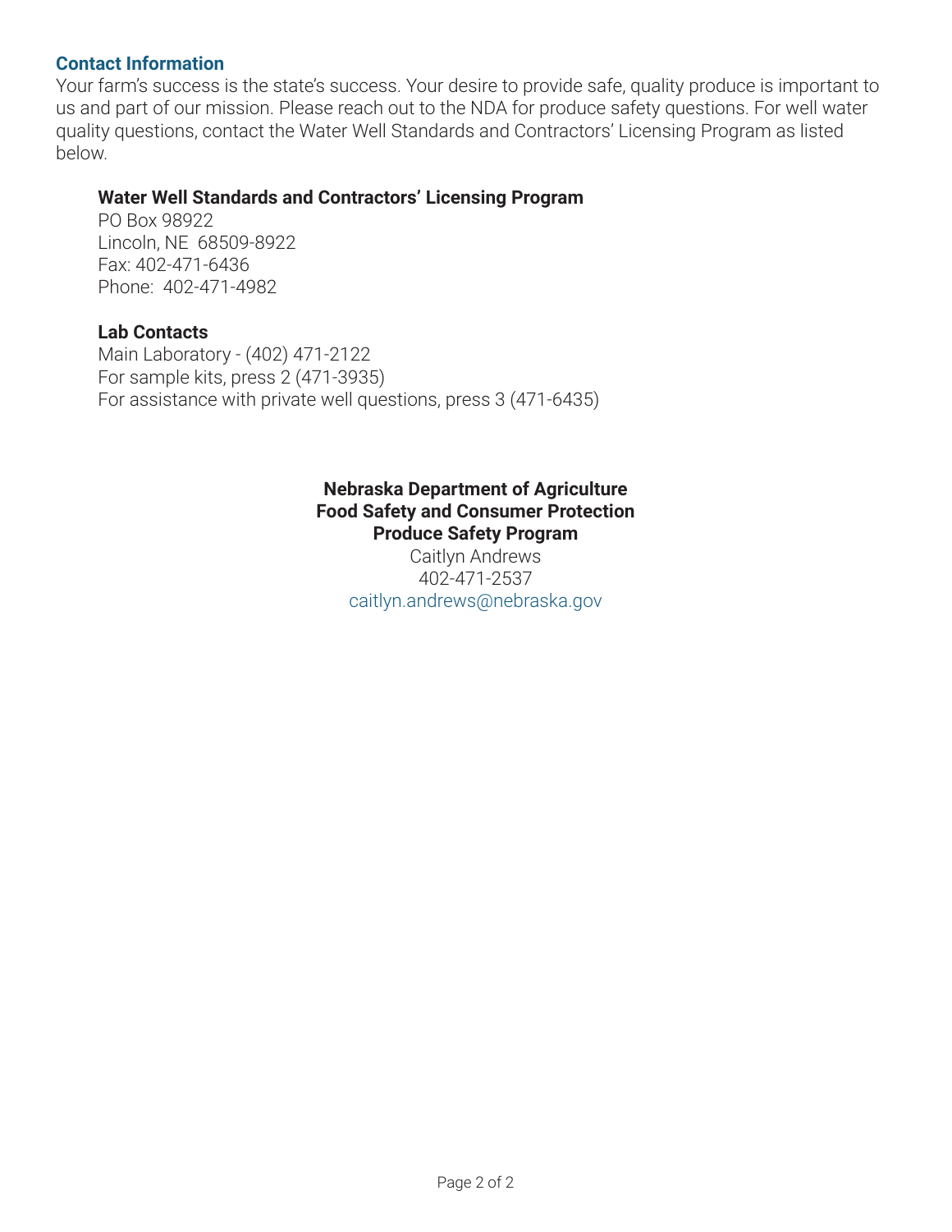## Contact Information

Your farm's success is the state's success. Your desire to provide safe, quality produce is important to us and part of our mission. Please reach out to the NDA for produce safety questions. For well water quality questions, contact the Water Well Standards and Contractors' Licensing Program as listed below.

**Water Well Standards and Contractors' Licensing Program**
PO Box 98922
Lincoln, NE 68509-8922
Fax: 402-471-6436
Phone: 402-471-4982

**Lab Contacts**
Main Laboratory - (402) 471-2122
For sample kits, press 2 (471-3935)
For assistance with private well questions, press 3 (471-6435)

**Nebraska Department of Agriculture**
**Food Safety and Consumer Protection**
**Produce Safety Program**
Caitlyn Andrews
402-471-2537
caitlyn.andrews@nebraska.gov